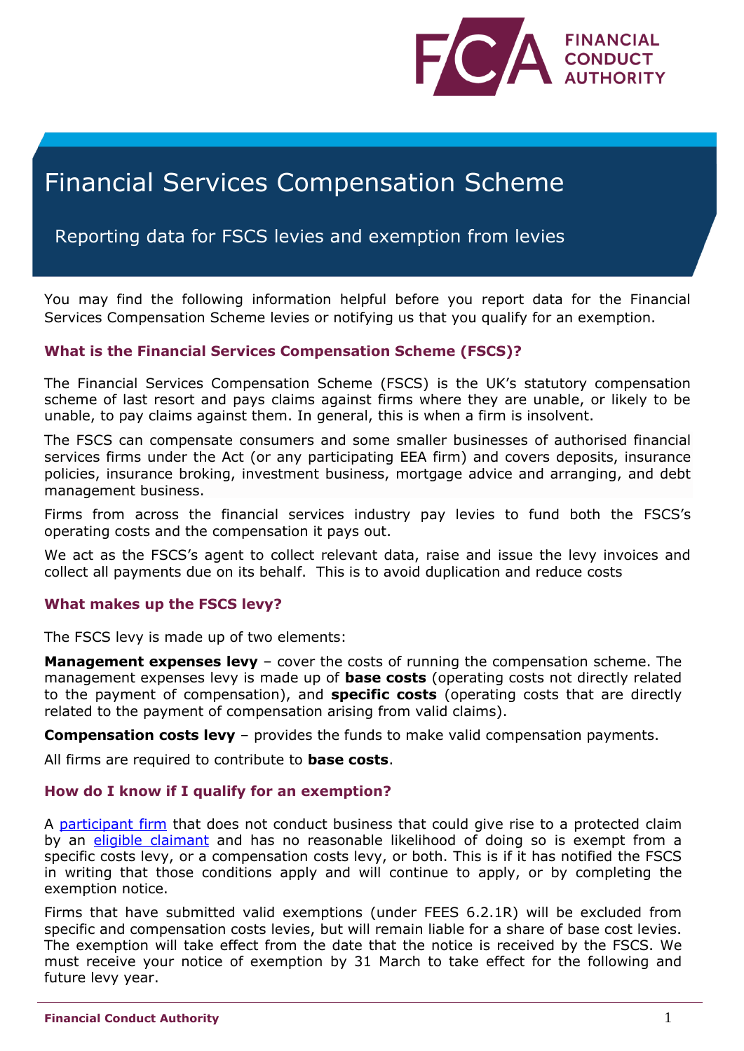# Financial Services Compensation Scheme

## Reporting data for FSCS levies and exemption from levies

You may find the following information helpful before you report data for the Financial Services Compensation Scheme levies or notifying us that you qualify for an exemption.

### What is the Financial Services Compensation Scheme (FSCS)?

The Financial Services Compensation Scheme (FSCS) is the UK's statutory compensation scheme of last resort and pays claims against firms where they are unable, or likely to be unable, to pay claims against them. In general, this is when a firm is insolvent.

The FSCS can compensate consumers and some smaller businesses of authorised financial services firms under the Act (or any participating EEA firm) and covers deposits, insurance policies, insurance broking, investment business, mortgage advice and arranging, and debt management business.

Firms from across the financial services industry pay levies to fund both the FSCS's operating costs and the compensation it pays out.

We act as the FSCS's agent to collect relevant data, raise and issue the levy invoices and collect all payments due on its behalf. This is to avoid duplication and reduce costs

### What makes up the FSCS levy?

The FSCS levy is made up of two elements:

**Management expenses levy** – cover the costs of running the compensation scheme. The management expenses levy is made up of **base costs** (operating costs not directly related to the payment of compensation), and **specific costs** (operating costs that are directly related to the payment of compensation arising from valid claims).

**Compensation costs levy** – provides the funds to make valid compensation payments.

All firms are required to contribute to **base costs**.

### How do I know if I qualify for an exemption?

A participant firm that does not conduct business that could give rise to a protected claim by an eligible claimant and has no reasonable likelihood of doing so is exempt from a specific costs levy, or a compensation costs levy, or both. This is if it has notified the FSCS in writing that those conditions apply and will continue to apply, or by completing the exemption notice.

Firms that have submitted valid exemptions (under FEES 6.2.1R) will be excluded from specific and compensation costs levies, but will remain liable for a share of base cost levies. The exemption will take effect from the date that the notice is received by the FSCS. We must receive your notice of exemption by 31 March to take effect for the following and future levy year.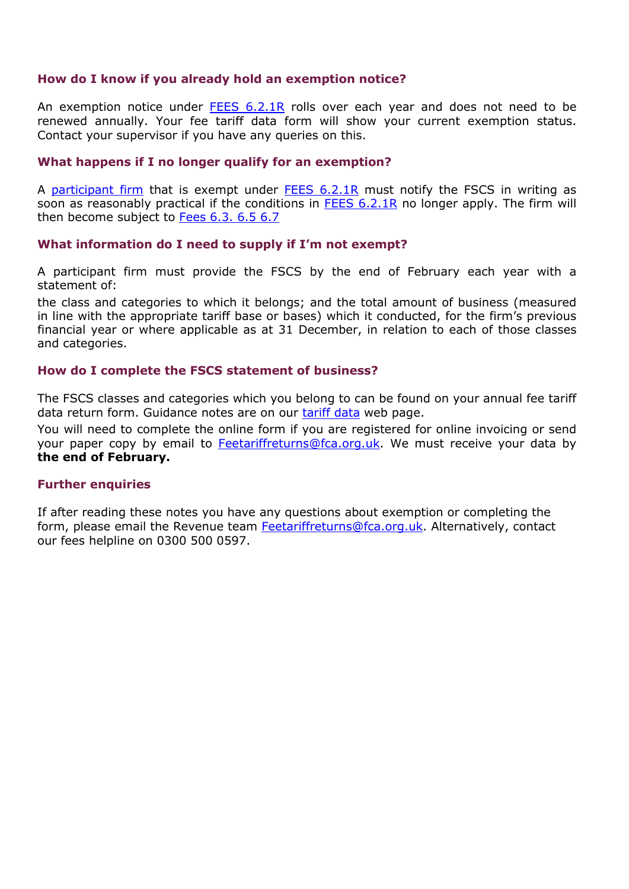### How do I know if you already hold an exemption notice?

An exemption notice under [FEES 6.2.1R](#) rolls over each year and does not need to be renewed annually. Your fee tariff data form will show your current exemption status. Contact your supervisor if you have any queries on this.

### What happens if I no longer qualify for an exemption?

A [participant firm](#) that is exempt under [FEES 6.2.1R](#) must notify the FSCS in writing as soon as reasonably practical if the conditions in [FEES 6.2.1R](#) no longer apply. The firm will then become subject to [Fees 6.3. 6.5 6.7](#)

### What information do I need to supply if I'm not exempt?

A participant firm must provide the FSCS by the end of February each year with a statement of:

the class and categories to which it belongs; and the total amount of business (measured in line with the appropriate tariff base or bases) which it conducted, for the firm's previous financial year or where applicable as at 31 December, in relation to each of those classes and categories.

### How do I complete the FSCS statement of business?

The FSCS classes and categories which you belong to can be found on your annual fee tariff data return form. Guidance notes are on our [tariff data](#) web page.

You will need to complete the online form if you are registered for online invoicing or send your paper copy by email to [Feetariffreturns@fca.org.uk](mailto:Feetariffreturns@fca.org.uk). We must receive your data by **the end of February.**

### Further enquiries

If after reading these notes you have any questions about exemption or completing the form, please email the Revenue team [Feetariffreturns@fca.org.uk](mailto:Feetariffreturns@fca.org.uk). Alternatively, contact our fees helpline on 0300 500 0597.